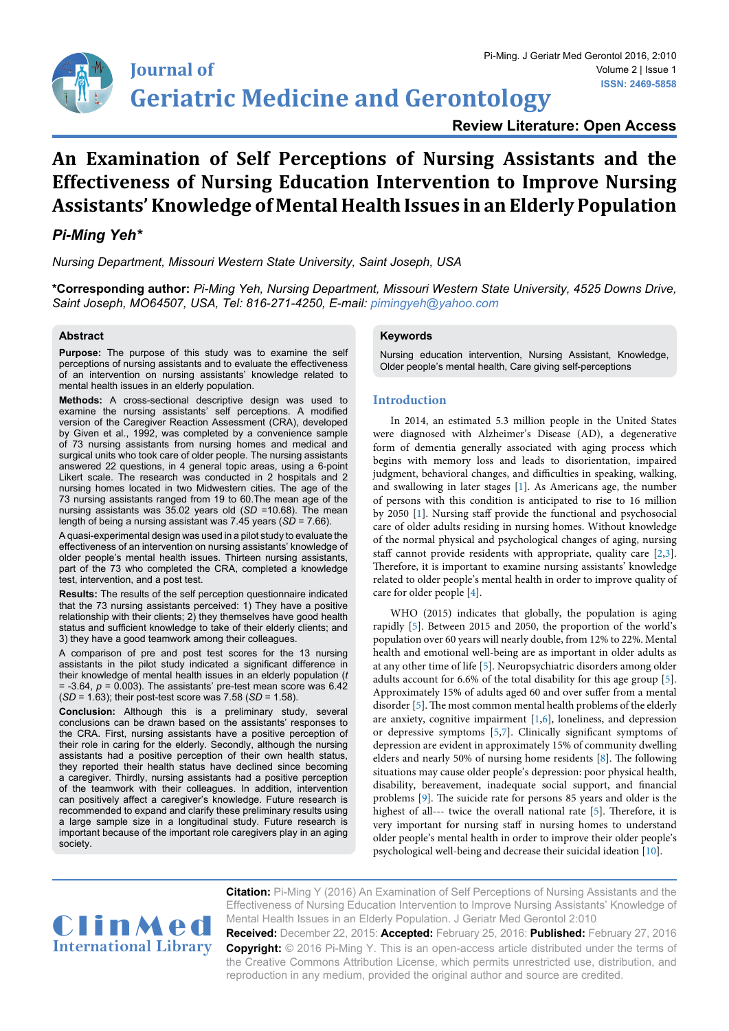Review Literature: Open Access

# An Examination of Self Perceptions of Nursing Assistants and the Effectiveness of Nursing Education Intervention to Improve Nursing Assistants' Knowledge of Mental Health Issues in an Elderly Population

***Pi-Ming Yeh****

*Nursing Department, Missouri Western State University, Saint Joseph, USA*

**\*Corresponding author:** *Pi-Ming Yeh, Nursing Department, Missouri Western State University, 4525 Downs Drive, Saint Joseph, MO64507, USA, Tel: 816-271-4250, E-mail: pimingyeh@yahoo.com*

## Abstract

**Purpose:** The purpose of this study was to examine the self perceptions of nursing assistants and to evaluate the effectiveness of an intervention on nursing assistants' knowledge related to mental health issues in an elderly population.

**Methods:** A cross-sectional descriptive design was used to examine the nursing assistants' self perceptions. A modified version of the Caregiver Reaction Assessment (CRA), developed by Given et al., 1992, was completed by a convenience sample of 73 nursing assistants from nursing homes and medical and surgical units who took care of older people. The nursing assistants answered 22 questions, in 4 general topic areas, using a 6-point Likert scale. The research was conducted in 2 hospitals and 2 nursing homes located in two Midwestern cities. The age of the 73 nursing assistants ranged from 19 to 60.The mean age of the nursing assistants was 35.02 years old (*SD* =10.68). The mean length of being a nursing assistant was 7.45 years (*SD* = 7.66).

A quasi-experimental design was used in a pilot study to evaluate the effectiveness of an intervention on nursing assistants' knowledge of older people's mental health issues. Thirteen nursing assistants, part of the 73 who completed the CRA, completed a knowledge test, intervention, and a post test.

**Results:** The results of the self perception questionnaire indicated that the 73 nursing assistants perceived: 1) They have a positive relationship with their clients; 2) they themselves have good health status and sufficient knowledge to take of their elderly clients; and 3) they have a good teamwork among their colleagues.

A comparison of pre and post test scores for the 13 nursing assistants in the pilot study indicated a significant difference in their knowledge of mental health issues in an elderly population ($t = -3.64$, $p = 0.003$). The assistants' pre-test mean score was 6.42 ($SD = 1.63$); their post-test score was 7.58 ($SD = 1.58$).

**Conclusion:** Although this is a preliminary study, several conclusions can be drawn based on the assistants' responses to the CRA. First, nursing assistants have a positive perception of their role in caring for the elderly. Secondly, although the nursing assistants had a positive perception of their own health status, they reported their health status have declined since becoming a caregiver. Thirdly, nursing assistants had a positive perception of the teamwork with their colleagues. In addition, intervention can positively affect a caregiver's knowledge. Future research is recommended to expand and clarify these preliminary results using a large sample size in a longitudinal study. Future research is important because of the important role caregivers play in an aging society.

## Keywords

Nursing education intervention, Nursing Assistant, Knowledge, Older people's mental health, Care giving self-perceptions

## Introduction

In 2014, an estimated 5.3 million people in the United States were diagnosed with Alzheimer's Disease (AD), a degenerative form of dementia generally associated with aging process which begins with memory loss and leads to disorientation, impaired judgment, behavioral changes, and difficulties in speaking, walking, and swallowing in later stages [1]. As Americans age, the number of persons with this condition is anticipated to rise to 16 million by 2050 [1]. Nursing staff provide the functional and psychosocial care of older adults residing in nursing homes. Without knowledge of the normal physical and psychological changes of aging, nursing staff cannot provide residents with appropriate, quality care [2,3]. Therefore, it is important to examine nursing assistants' knowledge related to older people's mental health in order to improve quality of care for older people [4].

WHO (2015) indicates that globally, the population is aging rapidly [5]. Between 2015 and 2050, the proportion of the world's population over 60 years will nearly double, from 12% to 22%. Mental health and emotional well-being are as important in older adults as at any other time of life [5]. Neuropsychiatric disorders among older adults account for 6.6% of the total disability for this age group [5]. Approximately 15% of adults aged 60 and over suffer from a mental disorder [5]. The most common mental health problems of the elderly are anxiety, cognitive impairment [1,6], loneliness, and depression or depressive symptoms [5,7]. Clinically significant symptoms of depression are evident in approximately 15% of community dwelling elders and nearly 50% of nursing home residents [8]. The following situations may cause older people's depression: poor physical health, disability, bereavement, inadequate social support, and financial problems [9]. The suicide rate for persons 85 years and older is the highest of all--- twice the overall national rate [5]. Therefore, it is very important for nursing staff in nursing homes to understand older people's mental health in order to improve their older people's psychological well-being and decrease their suicidal ideation [10].

**Citation:** Pi-Ming Y (2016) An Examination of Self Perceptions of Nursing Assistants and the Effectiveness of Nursing Education Intervention to Improve Nursing Assistants' Knowledge of Mental Health Issues in an Elderly Population. J Geriatr Med Gerontol 2:010

**Received:** December 22, 2015: **Accepted:** February 25, 2016: **Published:** February 27, 2016

**Copyright:** © 2016 Pi-Ming Y. This is an open-access article distributed under the terms of the Creative Commons Attribution License, which permits unrestricted use, distribution, and reproduction in any medium, provided the original author and source are credited.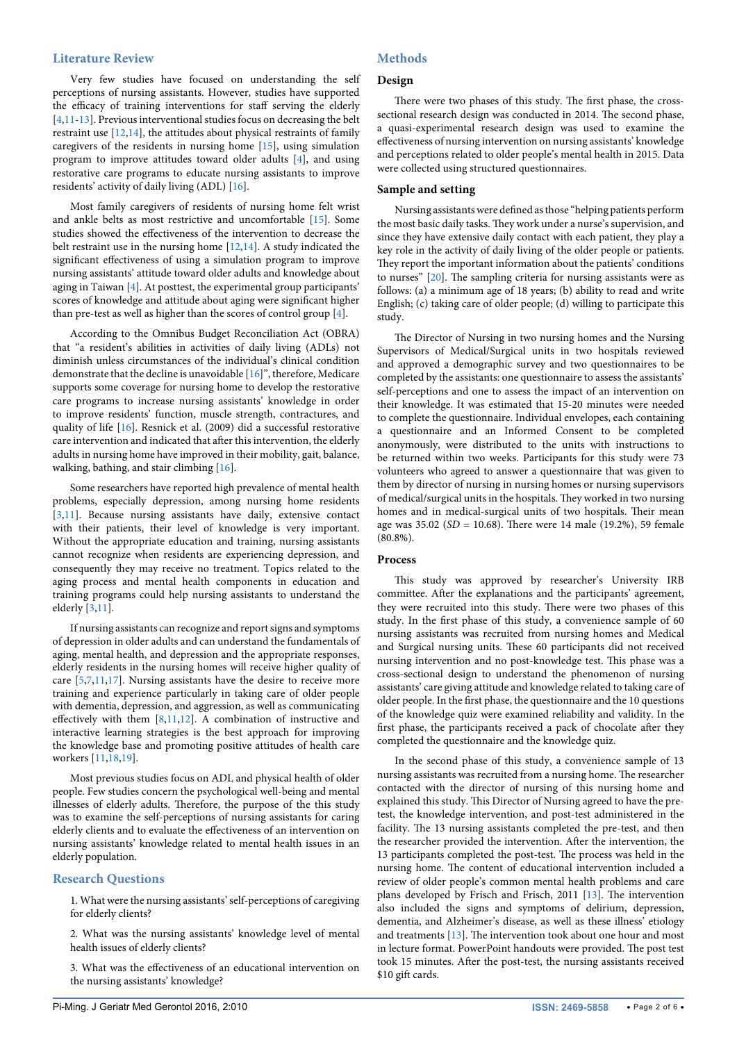## Literature Review

Very few studies have focused on understanding the self perceptions of nursing assistants. However, studies have supported the efficacy of training interventions for staff serving the elderly [4,11-13]. Previous interventional studies focus on decreasing the belt restraint use [12,14], the attitudes about physical restraints of family caregivers of the residents in nursing home [15], using simulation program to improve attitudes toward older adults [4], and using restorative care programs to educate nursing assistants to improve residents' activity of daily living (ADL) [16].

Most family caregivers of residents of nursing home felt wrist and ankle belts as most restrictive and uncomfortable [15]. Some studies showed the effectiveness of the intervention to decrease the belt restraint use in the nursing home [12,14]. A study indicated the significant effectiveness of using a simulation program to improve nursing assistants' attitude toward older adults and knowledge about aging in Taiwan [4]. At posttest, the experimental group participants' scores of knowledge and attitude about aging were significant higher than pre-test as well as higher than the scores of control group [4].

According to the Omnibus Budget Reconciliation Act (OBRA) that "a resident's abilities in activities of daily living (ADLs) not diminish unless circumstances of the individual's clinical condition demonstrate that the decline is unavoidable [16]", therefore, Medicare supports some coverage for nursing home to develop the restorative care programs to increase nursing assistants' knowledge in order to improve residents' function, muscle strength, contractures, and quality of life [16]. Resnick et al. (2009) did a successful restorative care intervention and indicated that after this intervention, the elderly adults in nursing home have improved in their mobility, gait, balance, walking, bathing, and stair climbing [16].

Some researchers have reported high prevalence of mental health problems, especially depression, among nursing home residents [3,11]. Because nursing assistants have daily, extensive contact with their patients, their level of knowledge is very important. Without the appropriate education and training, nursing assistants cannot recognize when residents are experiencing depression, and consequently they may receive no treatment. Topics related to the aging process and mental health components in education and training programs could help nursing assistants to understand the elderly [3,11].

If nursing assistants can recognize and report signs and symptoms of depression in older adults and can understand the fundamentals of aging, mental health, and depression and the appropriate responses, elderly residents in the nursing homes will receive higher quality of care [5,7,11,17]. Nursing assistants have the desire to receive more training and experience particularly in taking care of older people with dementia, depression, and aggression, as well as communicating effectively with them [8,11,12]. A combination of instructive and interactive learning strategies is the best approach for improving the knowledge base and promoting positive attitudes of health care workers [11,18,19].

Most previous studies focus on ADL and physical health of older people. Few studies concern the psychological well-being and mental illnesses of elderly adults. Therefore, the purpose of the this study was to examine the self-perceptions of nursing assistants for caring elderly clients and to evaluate the effectiveness of an intervention on nursing assistants' knowledge related to mental health issues in an elderly population.

## Research Questions

1. What were the nursing assistants' self-perceptions of caregiving for elderly clients?

2. What was the nursing assistants' knowledge level of mental health issues of elderly clients?

3. What was the effectiveness of an educational intervention on the nursing assistants' knowledge?

## Methods

### Design

There were two phases of this study. The first phase, the cross-sectional research design was conducted in 2014. The second phase, a quasi-experimental research design was used to examine the effectiveness of nursing intervention on nursing assistants' knowledge and perceptions related to older people's mental health in 2015. Data were collected using structured questionnaires.

### Sample and setting

Nursing assistants were defined as those "helping patients perform the most basic daily tasks. They work under a nurse's supervision, and since they have extensive daily contact with each patient, they play a key role in the activity of daily living of the older people or patients. They report the important information about the patients' conditions to nurses" [20]. The sampling criteria for nursing assistants were as follows: (a) a minimum age of 18 years; (b) ability to read and write English; (c) taking care of older people; (d) willing to participate this study.

The Director of Nursing in two nursing homes and the Nursing Supervisors of Medical/Surgical units in two hospitals reviewed and approved a demographic survey and two questionnaires to be completed by the assistants: one questionnaire to assess the assistants' self-perceptions and one to assess the impact of an intervention on their knowledge. It was estimated that 15-20 minutes were needed to complete the questionnaire. Individual envelopes, each containing a questionnaire and an Informed Consent to be completed anonymously, were distributed to the units with instructions to be returned within two weeks. Participants for this study were 73 volunteers who agreed to answer a questionnaire that was given to them by director of nursing in nursing homes or nursing supervisors of medical/surgical units in the hospitals. They worked in two nursing homes and in medical-surgical units of two hospitals. Their mean age was 35.02 (*SD* = 10.68). There were 14 male (19.2%), 59 female (80.8%).

### Process

This study was approved by researcher's University IRB committee. After the explanations and the participants' agreement, they were recruited into this study. There were two phases of this study. In the first phase of this study, a convenience sample of 60 nursing assistants was recruited from nursing homes and Medical and Surgical nursing units. These 60 participants did not received nursing intervention and no post-knowledge test. This phase was a cross-sectional design to understand the phenomenon of nursing assistants' care giving attitude and knowledge related to taking care of older people. In the first phase, the questionnaire and the 10 questions of the knowledge quiz were examined reliability and validity. In the first phase, the participants received a pack of chocolate after they completed the questionnaire and the knowledge quiz.

In the second phase of this study, a convenience sample of 13 nursing assistants was recruited from a nursing home. The researcher contacted with the director of nursing of this nursing home and explained this study. This Director of Nursing agreed to have the pre-test, the knowledge intervention, and post-test administered in the facility. The 13 nursing assistants completed the pre-test, and then the researcher provided the intervention. After the intervention, the 13 participants completed the post-test. The process was held in the nursing home. The content of educational intervention included a review of older people's common mental health problems and care plans developed by Frisch and Frisch, 2011 [13]. The intervention also included the signs and symptoms of delirium, depression, dementia, and Alzheimer's disease, as well as these illness' etiology and treatments [13]. The intervention took about one hour and most in lecture format. PowerPoint handouts were provided. The post test took 15 minutes. After the post-test, the nursing assistants received $10 gift cards.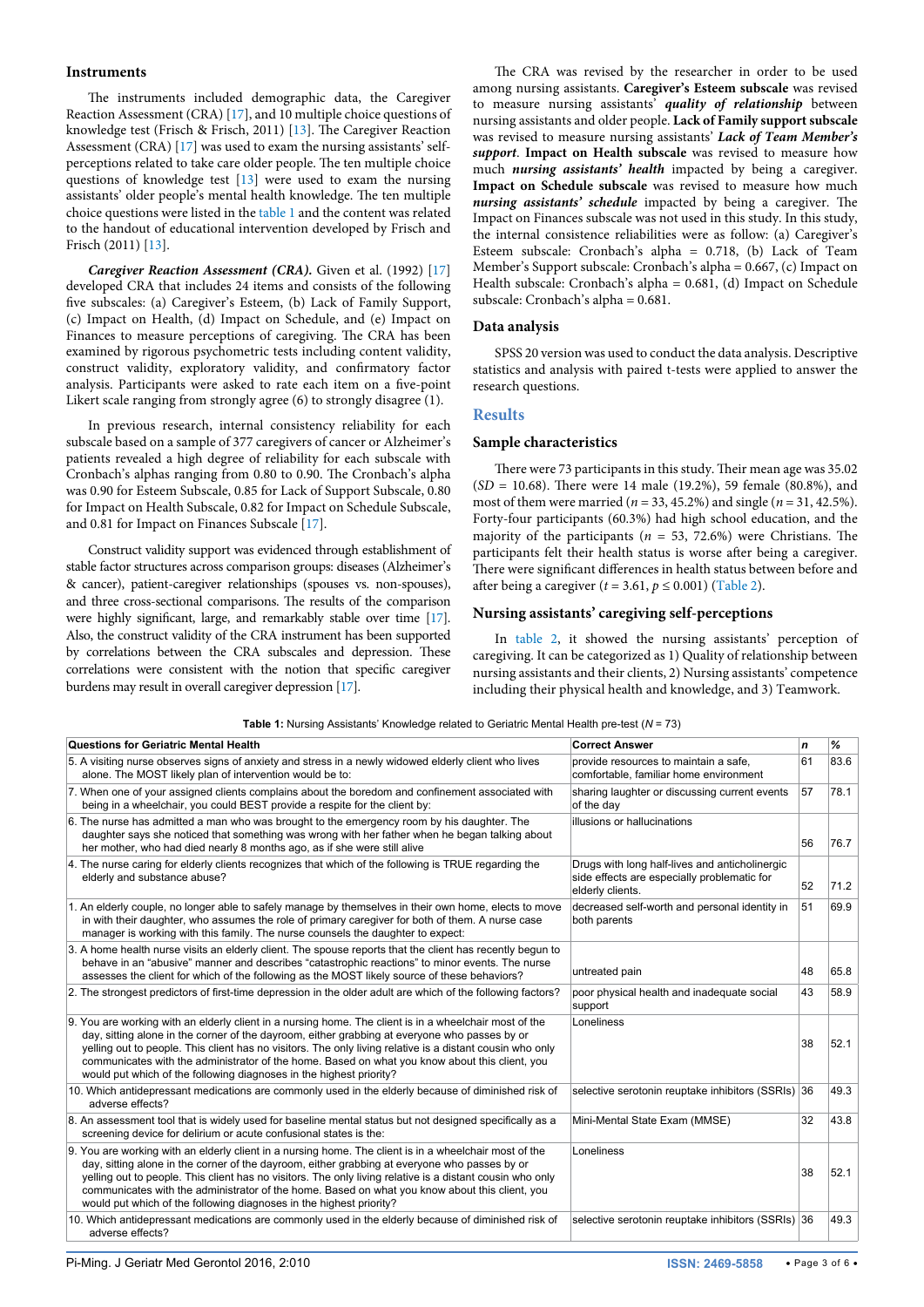### Instruments

The instruments included demographic data, the Caregiver Reaction Assessment (CRA) [17], and 10 multiple choice questions of knowledge test (Frisch & Frisch, 2011) [13]. The Caregiver Reaction Assessment (CRA) [17] was used to exam the nursing assistants' self-perceptions related to take care older people. The ten multiple choice questions of knowledge test [13] were used to exam the nursing assistants' older people's mental health knowledge. The ten multiple choice questions were listed in the table 1 and the content was related to the handout of educational intervention developed by Frisch and Frisch (2011) [13].

***Caregiver Reaction Assessment (CRA).*** Given et al. (1992) [17] developed CRA that includes 24 items and consists of the following five subscales: (a) Caregiver's Esteem, (b) Lack of Family Support, (c) Impact on Health, (d) Impact on Schedule, and (e) Impact on Finances to measure perceptions of caregiving. The CRA has been examined by rigorous psychometric tests including content validity, construct validity, exploratory validity, and confirmatory factor analysis. Participants were asked to rate each item on a five-point Likert scale ranging from strongly agree (6) to strongly disagree (1).

In previous research, internal consistency reliability for each subscale based on a sample of 377 caregivers of cancer or Alzheimer's patients revealed a high degree of reliability for each subscale with Cronbach's alphas ranging from 0.80 to 0.90. The Cronbach's alpha was 0.90 for Esteem Subscale, 0.85 for Lack of Support Subscale, 0.80 for Impact on Health Subscale, 0.82 for Impact on Schedule Subscale, and 0.81 for Impact on Finances Subscale [17].

Construct validity support was evidenced through establishment of stable factor structures across comparison groups: diseases (Alzheimer's & cancer), patient-caregiver relationships (spouses vs. non-spouses), and three cross-sectional comparisons. The results of the comparison were highly significant, large, and remarkably stable over time [17]. Also, the construct validity of the CRA instrument has been supported by correlations between the CRA subscales and depression. These correlations were consistent with the notion that specific caregiver burdens may result in overall caregiver depression [17].

The CRA was revised by the researcher in order to be used among nursing assistants. **Caregiver's Esteem subscale** was revised to measure nursing assistants' ***quality of relationship*** between nursing assistants and older people. **Lack of Family support subscale** was revised to measure nursing assistants' ***Lack of Team Member's support***. **Impact on Health subscale** was revised to measure how much ***nursing assistants' health*** impacted by being a caregiver. **Impact on Schedule subscale** was revised to measure how much ***nursing assistants' schedule*** impacted by being a caregiver. The Impact on Finances subscale was not used in this study. In this study, the internal consistence reliabilities were as follow: (a) Caregiver's Esteem subscale: Cronbach's alpha = 0.718, (b) Lack of Team Member's Support subscale: Cronbach's alpha = 0.667, (c) Impact on Health subscale: Cronbach's alpha = 0.681, (d) Impact on Schedule subscale: Cronbach's alpha = 0.681.

### Data analysis

SPSS 20 version was used to conduct the data analysis. Descriptive statistics and analysis with paired t-tests were applied to answer the research questions.

## Results

### Sample characteristics

There were 73 participants in this study. Their mean age was 35.02 ($SD$ = 10.68). There were 14 male (19.2%), 59 female (80.8%), and most of them were married ($n$ = 33, 45.2%) and single ($n$ = 31, 42.5%). Forty-four participants (60.3%) had high school education, and the majority of the participants ($n$ = 53, 72.6%) were Christians. The participants felt their health status is worse after being a caregiver. There were significant differences in health status between before and after being a caregiver ($t$ = 3.61, $p \leq 0.001$) (Table 2).

### Nursing assistants' caregiving self-perceptions

In table 2, it showed the nursing assistants' perception of caregiving. It can be categorized as 1) Quality of relationship between nursing assistants and their clients, 2) Nursing assistants' competence including their physical health and knowledge, and 3) Teamwork.

**Table 1:** Nursing Assistants' Knowledge related to Geriatric Mental Health pre-test ($N$ = 73)

| Questions for Geriatric Mental Health | Correct Answer | n | % |
|---|---|---|---|
| 5. A visiting nurse observes signs of anxiety and stress in a newly widowed elderly client who lives alone. The MOST likely plan of intervention would be to: | provide resources to maintain a safe, comfortable, familiar home environment | 61 | 83.6 |
| 7. When one of your assigned clients complains about the boredom and confinement associated with being in a wheelchair, you could BEST provide a respite for the client by: | sharing laughter or discussing current events of the day | 57 | 78.1 |
| 6. The nurse has admitted a man who was brought to the emergency room by his daughter. The daughter says she noticed that something was wrong with her father when he began talking about her mother, who had died nearly 8 months ago, as if she were still alive | illusions or hallucinations | 56 | 76.7 |
| 4. The nurse caring for elderly clients recognizes that which of the following is TRUE regarding the elderly and substance abuse? | Drugs with long half-lives and anticholinergic side effects are especially problematic for elderly clients. | 52 | 71.2 |
| 1. An elderly couple, no longer able to safely manage by themselves in their own home, elects to move in with their daughter, who assumes the role of primary caregiver for both of them. A nurse case manager is working with this family. The nurse counsels the daughter to expect: | decreased self-worth and personal identity in both parents | 51 | 69.9 |
| 3. A home health nurse visits an elderly client. The spouse reports that the client has recently begun to behave in an "abusive" manner and describes "catastrophic reactions" to minor events. The nurse assesses the client for which of the following as the MOST likely source of these behaviors? | untreated pain | 48 | 65.8 |
| 2. The strongest predictors of first-time depression in the older adult are which of the following factors? | poor physical health and inadequate social support | 43 | 58.9 |
| 9. You are working with an elderly client in a nursing home. The client is in a wheelchair most of the day, sitting alone in the corner of the dayroom, either grabbing at everyone who passes by or yelling out to people. This client has no visitors. The only living relative is a distant cousin who only communicates with the administrator of the home. Based on what you know about this client, you would put which of the following diagnoses in the highest priority? | Loneliness | 38 | 52.1 |
| 10. Which antidepressant medications are commonly used in the elderly because of diminished risk of adverse effects? | selective serotonin reuptake inhibitors (SSRIs) | 36 | 49.3 |
| 8. An assessment tool that is widely used for baseline mental status but not designed specifically as a screening device for delirium or acute confusional states is the: | Mini-Mental State Exam (MMSE) | 32 | 43.8 |
| 9. You are working with an elderly client in a nursing home. The client is in a wheelchair most of the day, sitting alone in the corner of the dayroom, either grabbing at everyone who passes by or yelling out to people. This client has no visitors. The only living relative is a distant cousin who only communicates with the administrator of the home. Based on what you know about this client, you would put which of the following diagnoses in the highest priority? | Loneliness | 38 | 52.1 |
| 10. Which antidepressant medications are commonly used in the elderly because of diminished risk of adverse effects? | selective serotonin reuptake inhibitors (SSRIs) | 36 | 49.3 |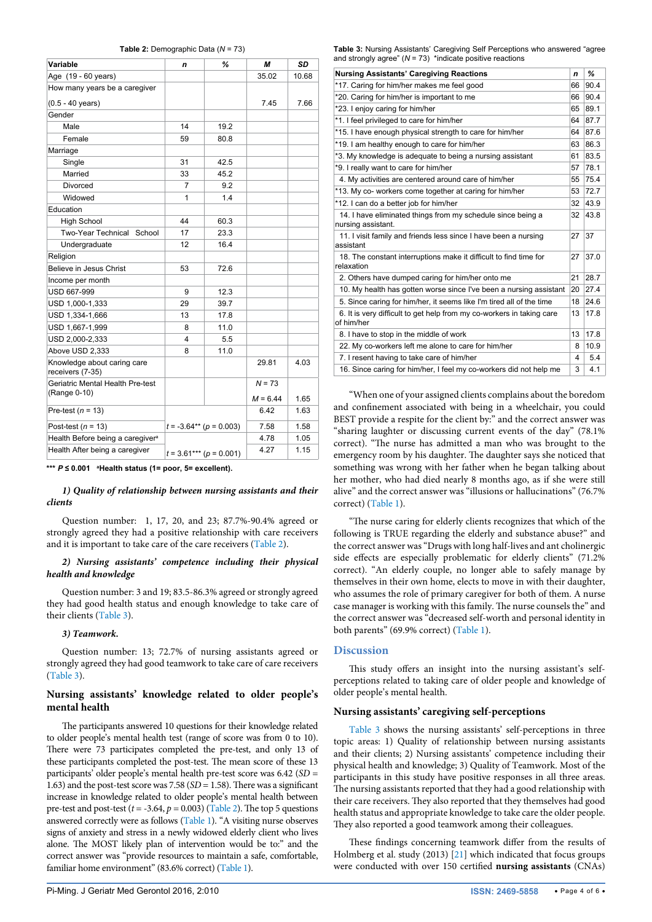**Table 2:** Demographic Data ($N$ = 73)

| Variable | n | % | M | SD |
|---|---|---|---|---|
| Age (19 - 60 years) | | | 35.02 | 10.68 |
| How many years be a caregiver (0.5 - 40 years) | | | 7.45 | 7.66 |
| Gender | | | | |
| Male | 14 | 19.2 | | |
| Female | 59 | 80.8 | | |
| Marriage | | | | |
| Single | 31 | 42.5 | | |
| Married | 33 | 45.2 | | |
| Divorced | 7 | 9.2 | | |
| Widowed | 1 | 1.4 | | |
| Education | | | | |
| High School | 44 | 60.3 | | |
| Two-Year Technical School | 17 | 23.3 | | |
| Undergraduate | 12 | 16.4 | | |
| Religion | | | | |
| Believe in Jesus Christ | 53 | 72.6 | | |
| Income per month | | | | |
| USD 667-999 | 9 | 12.3 | | |
| USD 1,000-1,333 | 29 | 39.7 | | |
| USD 1,334-1,666 | 13 | 17.8 | | |
| USD 1,667-1,999 | 8 | 11.0 | | |
| USD 2,000-2,333 | 4 | 5.5 | | |
| Above USD 2,333 | 8 | 11.0 | | |
| Knowledge about caring care receivers (7-35) | | | 29.81 | 4.03 |
| Geriatric Mental Health Pre-test (Range 0-10) | | | $N$ = 73 $M$ = 6.44 | 1.65 |
| Pre-test ($n$ = 13) | | | 6.42 | 1.63 |
| Post-test ($n$ = 13) | $t$ = -3.64** ($p$ = 0.003) | | 7.58 | 1.58 |
| Health Before being a caregiver[a] | | | 4.78 | 1.05 |
| Health After being a caregiver | $t$ = 3.61*** ($p$ = 0.001) | | 4.27 | 1.15 |

**\*\*\* $P \leq 0.001$ [a]Health status (1= poor, 5= excellent).**

**Table 3:** Nursing Assistants' Caregiving Self Perceptions who answered "agree and strongly agree" ($N$ = 73) *indicate positive reactions

| Nursing Assistants' Caregiving Reactions | n | % |
|---|---|---|
| *17. Caring for him/her makes me feel good | 66 | 90.4 |
| *20. Caring for him/her is important to me | 66 | 90.4 |
| *23. I enjoy caring for him/her | 65 | 89.1 |
| *1. I feel privileged to care for him/her | 64 | 87.7 |
| *15. I have enough physical strength to care for him/her | 64 | 87.6 |
| *19. I am healthy enough to care for him/her | 63 | 86.3 |
| *3. My knowledge is adequate to being a nursing assistant | 61 | 83.5 |
| *9. I really want to care for him/her | 57 | 78.1 |
| 4. My activities are centered around care of him/her | 55 | 75.4 |
| *13. My co- workers come together at caring for him/her | 53 | 72.7 |
| *12. I can do a better job for him/her | 32 | 43.9 |
| 14. I have eliminated things from my schedule since being a nursing assistant. | 32 | 43.8 |
| 11. I visit family and friends less since I have been a nursing assistant | 27 | 37 |
| 18. The constant interruptions make it difficult to find time for relaxation | 27 | 37.0 |
| 2. Others have dumped caring for him/her onto me | 21 | 28.7 |
| 10. My health has gotten worse since I've been a nursing assistant | 20 | 27.4 |
| 5. Since caring for him/her, it seems like I'm tired all of the time | 18 | 24.6 |
| 6. It is very difficult to get help from my co-workers in taking care of him/her | 13 | 17.8 |
| 8. I have to stop in the middle of work | 13 | 17.8 |
| 22. My co-workers left me alone to care for him/her | 8 | 10.9 |
| 7. I resent having to take care of him/her | 4 | 5.4 |
| 16. Since caring for him/her, I feel my co-workers did not help me | 3 | 4.1 |

*1) Quality of relationship between nursing assistants and their clients*

Question number: 1, 17, 20, and 23; 87.7%-90.4% agreed or strongly agreed they had a positive relationship with care receivers and it is important to take care of the care receivers (Table 2).

*2) Nursing assistants' competence including their physical health and knowledge*

Question number: 3 and 19; 83.5-86.3% agreed or strongly agreed they had good health status and enough knowledge to take care of their clients (Table 3).

*3) Teamwork.*

Question number: 13; 72.7% of nursing assistants agreed or strongly agreed they had good teamwork to take care of care receivers (Table 3).

### Nursing assistants' knowledge related to older people's mental health

The participants answered 10 questions for their knowledge related to older people's mental health test (range of score was from 0 to 10). There were 73 participates completed the pre-test, and only 13 of these participants completed the post-test. The mean score of these 13 participants' older people's mental health pre-test score was 6.42 ($SD$ = 1.63) and the post-test score was 7.58 ($SD$ = 1.58). There was a significant increase in knowledge related to older people's mental health between pre-test and post-test ($t$ = -3.64, $p$ = 0.003) (Table 2). The top 5 questions answered correctly were as follows (Table 1). "A visiting nurse observes signs of anxiety and stress in a newly widowed elderly client who lives alone. The MOST likely plan of intervention would be to:" and the correct answer was "provide resources to maintain a safe, comfortable, familiar home environment" (83.6% correct) (Table 1).

"When one of your assigned clients complains about the boredom and confinement associated with being in a wheelchair, you could BEST provide a respite for the client by:" and the correct answer was "sharing laughter or discussing current events of the day" (78.1% correct). "The nurse has admitted a man who was brought to the emergency room by his daughter. The daughter says she noticed that something was wrong with her father when he began talking about her mother, who had died nearly 8 months ago, as if she were still alive" and the correct answer was "illusions or hallucinations" (76.7% correct) (Table 1).

"The nurse caring for elderly clients recognizes that which of the following is TRUE regarding the elderly and substance abuse?" and the correct answer was "Drugs with long half-lives and ant cholinergic side effects are especially problematic for elderly clients" (71.2% correct). "An elderly couple, no longer able to safely manage by themselves in their own home, elects to move in with their daughter, who assumes the role of primary caregiver for both of them. A nurse case manager is working with this family. The nurse counsels the" and the correct answer was "decreased self-worth and personal identity in both parents" (69.9% correct) (Table 1).

## Discussion

This study offers an insight into the nursing assistant's self-perceptions related to taking care of older people and knowledge of older people's mental health.

### Nursing assistants' caregiving self-perceptions

Table 3 shows the nursing assistants' self-perceptions in three topic areas: 1) Quality of relationship between nursing assistants and their clients; 2) Nursing assistants' competence including their physical health and knowledge; 3) Quality of Teamwork. Most of the participants in this study have positive responses in all three areas. The nursing assistants reported that they had a good relationship with their care receivers. They also reported that they themselves had good health status and appropriate knowledge to take care the older people. They also reported a good teamwork among their colleagues.

These findings concerning teamwork differ from the results of Holmberg et al. study (2013) [21] which indicated that focus groups were conducted with over 150 certified **nursing assistants** (CNAs)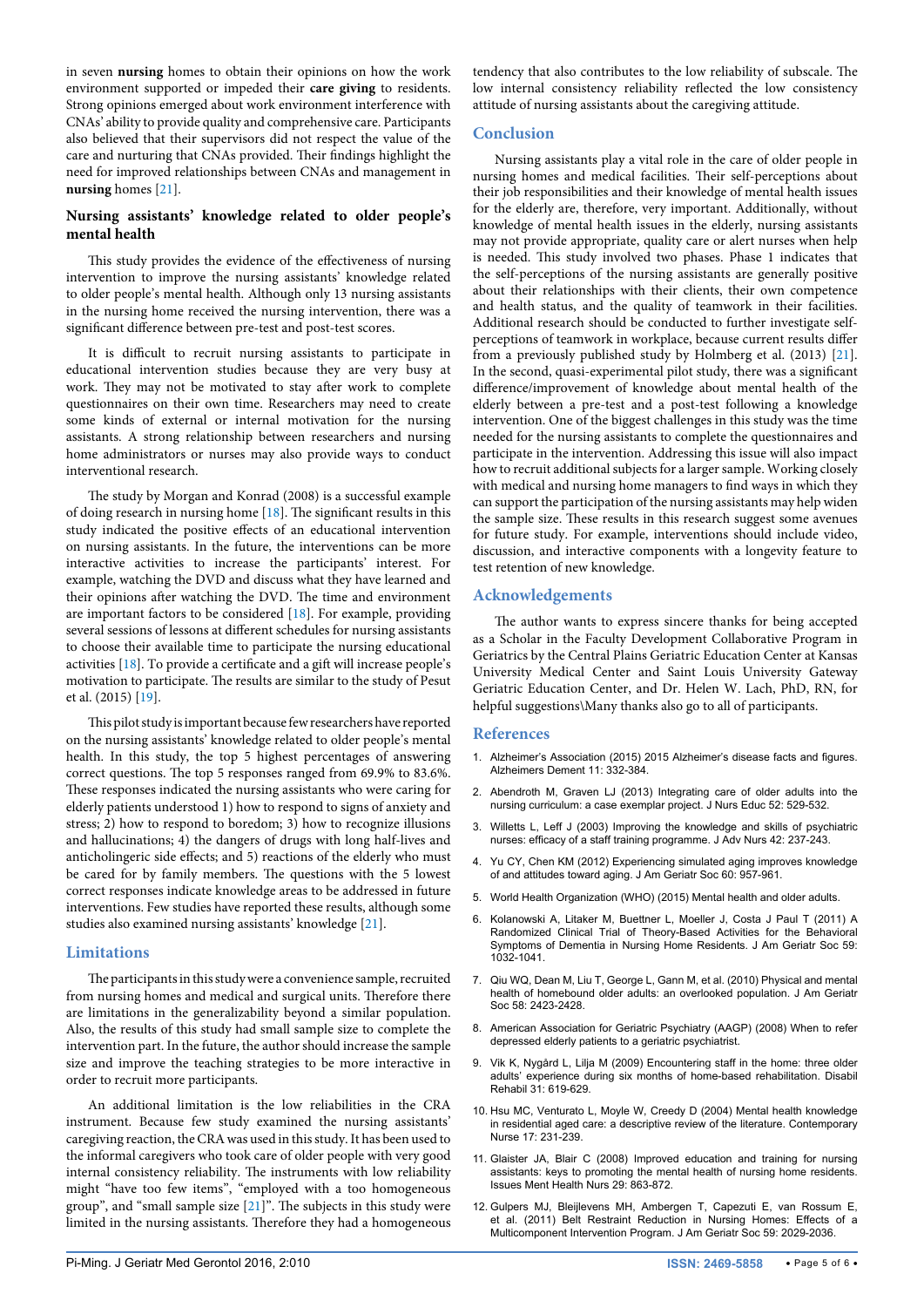in seven **nursing** homes to obtain their opinions on how the work environment supported or impeded their **care giving** to residents. Strong opinions emerged about work environment interference with CNAs' ability to provide quality and comprehensive care. Participants also believed that their supervisors did not respect the value of the care and nurturing that CNAs provided. Their findings highlight the need for improved relationships between CNAs and management in **nursing** homes [21].

### Nursing assistants' knowledge related to older people's mental health

This study provides the evidence of the effectiveness of nursing intervention to improve the nursing assistants' knowledge related to older people's mental health. Although only 13 nursing assistants in the nursing home received the nursing intervention, there was a significant difference between pre-test and post-test scores.

It is difficult to recruit nursing assistants to participate in educational intervention studies because they are very busy at work. They may not be motivated to stay after work to complete questionnaires on their own time. Researchers may need to create some kinds of external or internal motivation for the nursing assistants. A strong relationship between researchers and nursing home administrators or nurses may also provide ways to conduct interventional research.

The study by Morgan and Konrad (2008) is a successful example of doing research in nursing home [18]. The significant results in this study indicated the positive effects of an educational intervention on nursing assistants. In the future, the interventions can be more interactive activities to increase the participants' interest. For example, watching the DVD and discuss what they have learned and their opinions after watching the DVD. The time and environment are important factors to be considered [18]. For example, providing several sessions of lessons at different schedules for nursing assistants to choose their available time to participate the nursing educational activities [18]. To provide a certificate and a gift will increase people's motivation to participate. The results are similar to the study of Pesut et al. (2015) [19].

This pilot study is important because few researchers have reported on the nursing assistants' knowledge related to older people's mental health. In this study, the top 5 highest percentages of answering correct questions. The top 5 responses ranged from 69.9% to 83.6%. These responses indicated the nursing assistants who were caring for elderly patients understood 1) how to respond to signs of anxiety and stress; 2) how to respond to boredom; 3) how to recognize illusions and hallucinations; 4) the dangers of drugs with long half-lives and anticholinergic side effects; and 5) reactions of the elderly who must be cared for by family members. The questions with the 5 lowest correct responses indicate knowledge areas to be addressed in future interventions. Few studies have reported these results, although some studies also examined nursing assistants' knowledge [21].

## Limitations

The participants in this study were a convenience sample, recruited from nursing homes and medical and surgical units. Therefore there are limitations in the generalizability beyond a similar population. Also, the results of this study had small sample size to complete the intervention part. In the future, the author should increase the sample size and improve the teaching strategies to be more interactive in order to recruit more participants.

An additional limitation is the low reliabilities in the CRA instrument. Because few study examined the nursing assistants' caregiving reaction, the CRA was used in this study. It has been used to the informal caregivers who took care of older people with very good internal consistency reliability. The instruments with low reliability might "have too few items", "employed with a too homogeneous group", and "small sample size [21]". The subjects in this study were limited in the nursing assistants. Therefore they had a homogeneous tendency that also contributes to the low reliability of subscale. The low internal consistency reliability reflected the low consistency attitude of nursing assistants about the caregiving attitude.

## Conclusion

Nursing assistants play a vital role in the care of older people in nursing homes and medical facilities. Their self-perceptions about their job responsibilities and their knowledge of mental health issues for the elderly are, therefore, very important. Additionally, without knowledge of mental health issues in the elderly, nursing assistants may not provide appropriate, quality care or alert nurses when help is needed. This study involved two phases. Phase 1 indicates that the self-perceptions of the nursing assistants are generally positive about their relationships with their clients, their own competence and health status, and the quality of teamwork in their facilities. Additional research should be conducted to further investigate self-perceptions of teamwork in workplace, because current results differ from a previously published study by Holmberg et al. (2013) [21]. In the second, quasi-experimental pilot study, there was a significant difference/improvement of knowledge about mental health of the elderly between a pre-test and a post-test following a knowledge intervention. One of the biggest challenges in this study was the time needed for the nursing assistants to complete the questionnaires and participate in the intervention. Addressing this issue will also impact how to recruit additional subjects for a larger sample. Working closely with medical and nursing home managers to find ways in which they can support the participation of the nursing assistants may help widen the sample size. These results in this research suggest some avenues for future study. For example, interventions should include video, discussion, and interactive components with a longevity feature to test retention of new knowledge.

## Acknowledgements

The author wants to express sincere thanks for being accepted as a Scholar in the Faculty Development Collaborative Program in Geriatrics by the Central Plains Geriatric Education Center at Kansas University Medical Center and Saint Louis University Gateway Geriatric Education Center, and Dr. Helen W. Lach, PhD, RN, for helpful suggestions\Many thanks also go to all of participants.

## References

1. Alzheimer's Association (2015) 2015 Alzheimer's disease facts and figures. Alzheimers Dement 11: 332-384.
2. Abendroth M, Graven LJ (2013) Integrating care of older adults into the nursing curriculum: a case exemplar project. J Nurs Educ 52: 529-532.
3. Willetts L, Leff J (2003) Improving the knowledge and skills of psychiatric nurses: efficacy of a staff training programme. J Adv Nurs 42: 237-243.
4. Yu CY, Chen KM (2012) Experiencing simulated aging improves knowledge of and attitudes toward aging. J Am Geriatr Soc 60: 957-961.
5. World Health Organization (WHO) (2015) Mental health and older adults.
6. Kolanowski A, Litaker M, Buettner L, Moeller J, Costa J Paul T (2011) A Randomized Clinical Trial of Theory-Based Activities for the Behavioral Symptoms of Dementia in Nursing Home Residents. J Am Geriatr Soc 59: 1032-1041.
7. Qiu WQ, Dean M, Liu T, George L, Gann M, et al. (2010) Physical and mental health of homebound older adults: an overlooked population. J Am Geriatr Soc 58: 2423-2428.
8. American Association for Geriatric Psychiatry (AAGP) (2008) When to refer depressed elderly patients to a geriatric psychiatrist.
9. Vik K, Nygård L, Lilja M (2009) Encountering staff in the home: three older adults' experience during six months of home-based rehabilitation. Disabil Rehabil 31: 619-629.
10. Hsu MC, Venturato L, Moyle W, Creedy D (2004) Mental health knowledge in residential aged care: a descriptive review of the literature. Contemporary Nurse 17: 231-239.
11. Glaister JA, Blair C (2008) Improved education and training for nursing assistants: keys to promoting the mental health of nursing home residents. Issues Ment Health Nurs 29: 863-872.
12. Gulpers MJ, Bleijlevens MH, Ambergen T, Capezuti E, van Rossum E, et al. (2011) Belt Restraint Reduction in Nursing Homes: Effects of a Multicomponent Intervention Program. J Am Geriatr Soc 59: 2029-2036.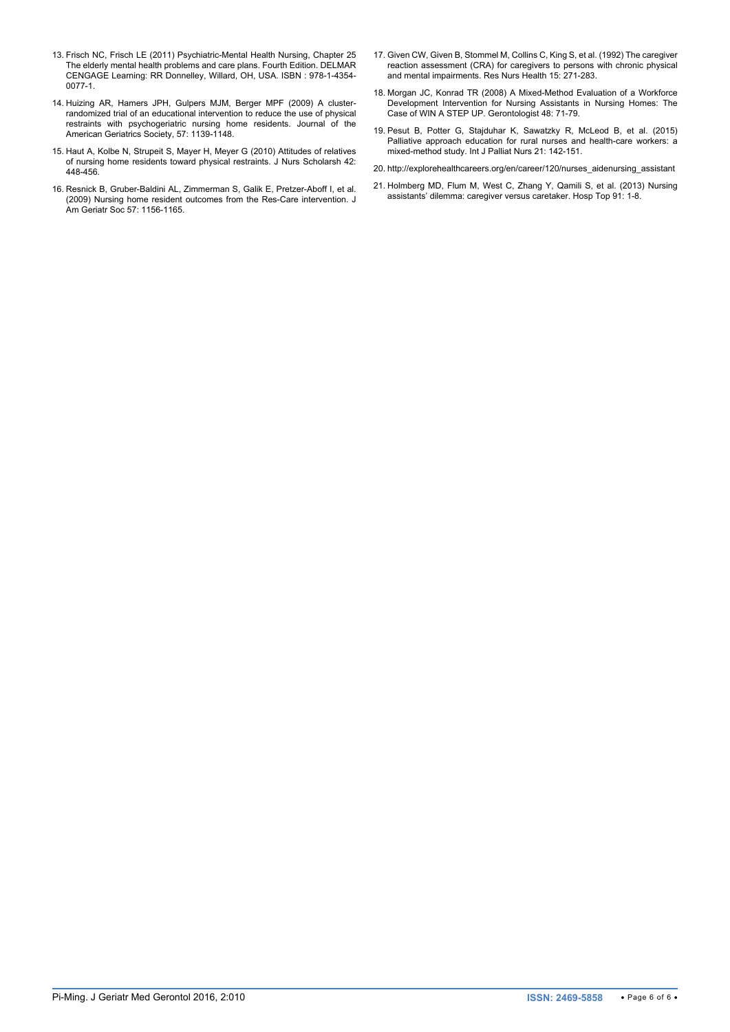13. Frisch NC, Frisch LE (2011) Psychiatric-Mental Health Nursing, Chapter 25 The elderly mental health problems and care plans. Fourth Edition. DELMAR CENGAGE Learning: RR Donnelley, Willard, OH, USA. ISBN : 978-1-4354-0077-1.

14. Huizing AR, Hamers JPH, Gulpers MJM, Berger MPF (2009) A cluster-randomized trial of an educational intervention to reduce the use of physical restraints with psychogeriatric nursing home residents. Journal of the American Geriatrics Society, 57: 1139-1148.

15. Haut A, Kolbe N, Strupeit S, Mayer H, Meyer G (2010) Attitudes of relatives of nursing home residents toward physical restraints. J Nurs Scholarsh 42: 448-456.

16. Resnick B, Gruber-Baldini AL, Zimmerman S, Galik E, Pretzer-Aboff I, et al. (2009) Nursing home resident outcomes from the Res-Care intervention. J Am Geriatr Soc 57: 1156-1165.

17. Given CW, Given B, Stommel M, Collins C, King S, et al. (1992) The caregiver reaction assessment (CRA) for caregivers to persons with chronic physical and mental impairments. Res Nurs Health 15: 271-283.

18. Morgan JC, Konrad TR (2008) A Mixed-Method Evaluation of a Workforce Development Intervention for Nursing Assistants in Nursing Homes: The Case of WIN A STEP UP. Gerontologist 48: 71-79.

19. Pesut B, Potter G, Stajduhar K, Sawatzky R, McLeod B, et al. (2015) Palliative approach education for rural nurses and health-care workers: a mixed-method study. Int J Palliat Nurs 21: 142-151.

20. http://explorehealthcareers.org/en/career/120/nurses_aidenursing_assistant

21. Holmberg MD, Flum M, West C, Zhang Y, Qamili S, et al. (2013) Nursing assistants' dilemma: caregiver versus caretaker. Hosp Top 91: 1-8.